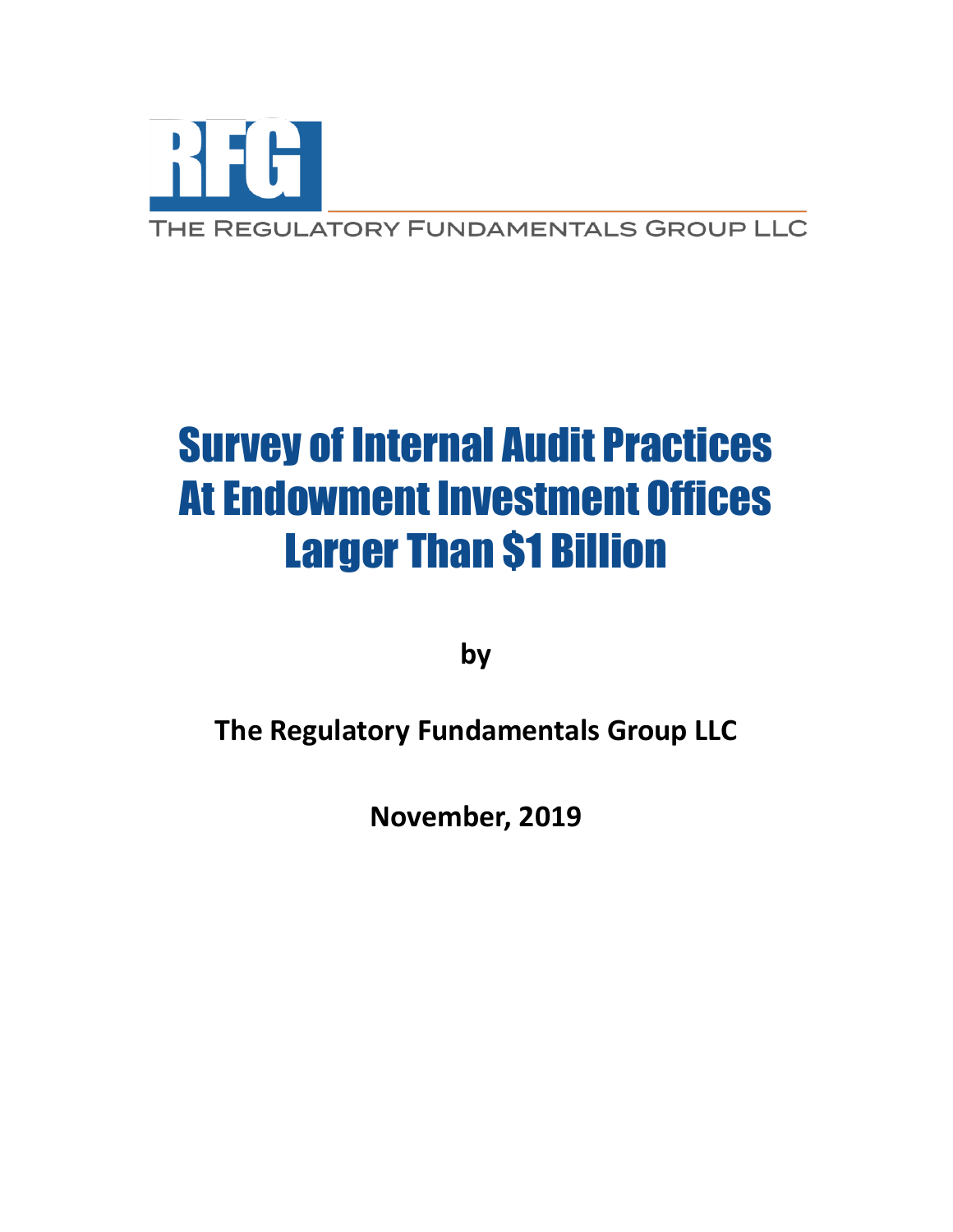RFG

THE REGULATORY FUNDAMENTALS GROUP LLC

# Survey of Internal Audit Practices At Endowment Investment Offices Larger Than $1 Billion

**by**

**The Regulatory Fundamentals Group LLC**

**November, 2019**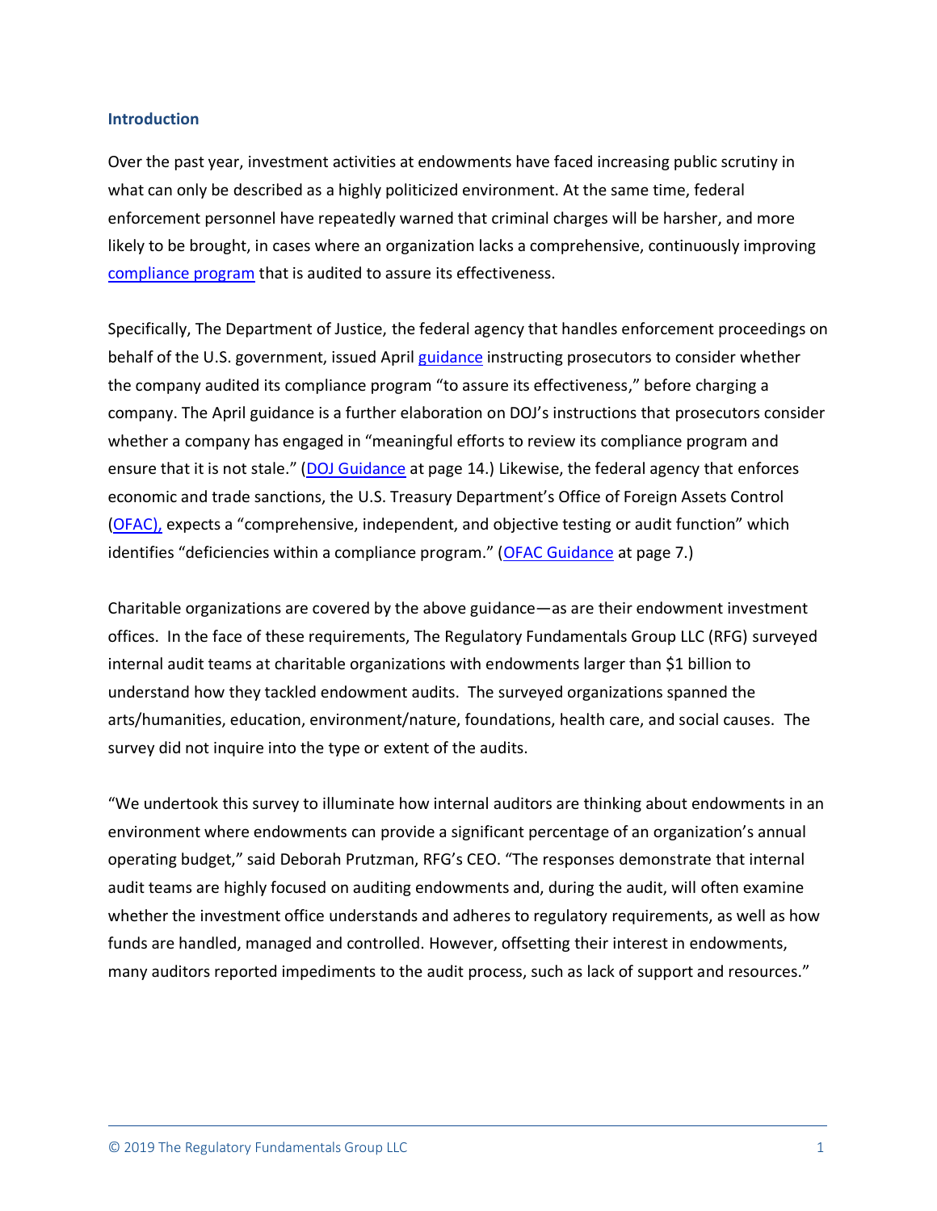## Introduction

Over the past year, investment activities at endowments have faced increasing public scrutiny in what can only be described as a highly politicized environment. At the same time, federal enforcement personnel have repeatedly warned that criminal charges will be harsher, and more likely to be brought, in cases where an organization lacks a comprehensive, continuously improving compliance program that is audited to assure its effectiveness.

Specifically, The Department of Justice, the federal agency that handles enforcement proceedings on behalf of the U.S. government, issued April guidance instructing prosecutors to consider whether the company audited its compliance program "to assure its effectiveness," before charging a company. The April guidance is a further elaboration on DOJ's instructions that prosecutors consider whether a company has engaged in "meaningful efforts to review its compliance program and ensure that it is not stale." (DOJ Guidance at page 14.) Likewise, the federal agency that enforces economic and trade sanctions, the U.S. Treasury Department's Office of Foreign Assets Control (OFAC), expects a "comprehensive, independent, and objective testing or audit function" which identifies "deficiencies within a compliance program." (OFAC Guidance at page 7.)

Charitable organizations are covered by the above guidance—as are their endowment investment offices. In the face of these requirements, The Regulatory Fundamentals Group LLC (RFG) surveyed internal audit teams at charitable organizations with endowments larger than $1 billion to understand how they tackled endowment audits. The surveyed organizations spanned the arts/humanities, education, environment/nature, foundations, health care, and social causes. The survey did not inquire into the type or extent of the audits.

"We undertook this survey to illuminate how internal auditors are thinking about endowments in an environment where endowments can provide a significant percentage of an organization's annual operating budget," said Deborah Prutzman, RFG's CEO. "The responses demonstrate that internal audit teams are highly focused on auditing endowments and, during the audit, will often examine whether the investment office understands and adheres to regulatory requirements, as well as how funds are handled, managed and controlled. However, offsetting their interest in endowments, many auditors reported impediments to the audit process, such as lack of support and resources."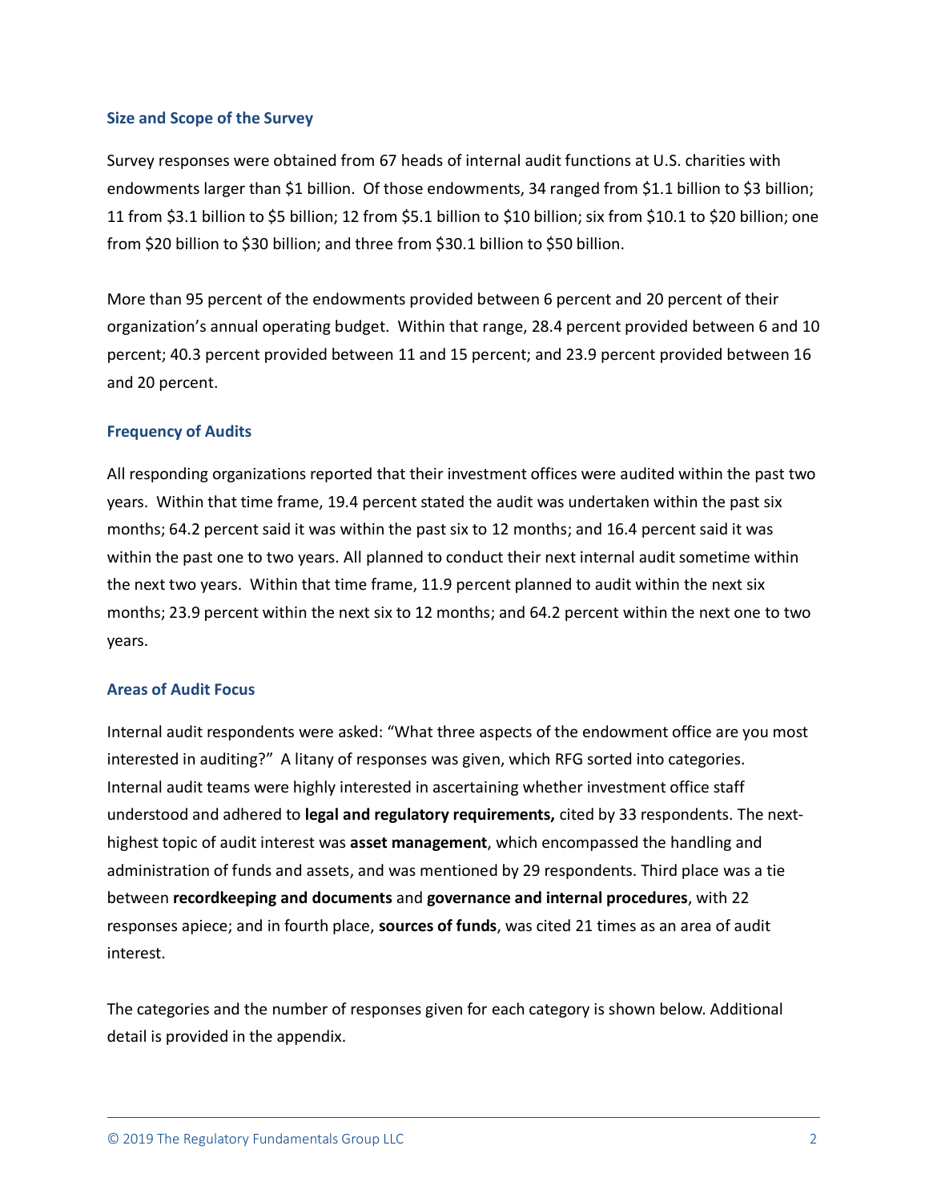### Size and Scope of the Survey

Survey responses were obtained from 67 heads of internal audit functions at U.S. charities with endowments larger than $1 billion. Of those endowments, 34 ranged from $1.1 billion to $3 billion; 11 from $3.1 billion to $5 billion; 12 from $5.1 billion to $10 billion; six from $10.1 to $20 billion; one from $20 billion to $30 billion; and three from $30.1 billion to $50 billion.

More than 95 percent of the endowments provided between 6 percent and 20 percent of their organization's annual operating budget. Within that range, 28.4 percent provided between 6 and 10 percent; 40.3 percent provided between 11 and 15 percent; and 23.9 percent provided between 16 and 20 percent.

### Frequency of Audits

All responding organizations reported that their investment offices were audited within the past two years. Within that time frame, 19.4 percent stated the audit was undertaken within the past six months; 64.2 percent said it was within the past six to 12 months; and 16.4 percent said it was within the past one to two years. All planned to conduct their next internal audit sometime within the next two years. Within that time frame, 11.9 percent planned to audit within the next six months; 23.9 percent within the next six to 12 months; and 64.2 percent within the next one to two years.

### Areas of Audit Focus

Internal audit respondents were asked: "What three aspects of the endowment office are you most interested in auditing?" A litany of responses was given, which RFG sorted into categories. Internal audit teams were highly interested in ascertaining whether investment office staff understood and adhered to **legal and regulatory requirements,** cited by 33 respondents. The next-highest topic of audit interest was **asset management**, which encompassed the handling and administration of funds and assets, and was mentioned by 29 respondents. Third place was a tie between **recordkeeping and documents** and **governance and internal procedures**, with 22 responses apiece; and in fourth place, **sources of funds**, was cited 21 times as an area of audit interest.

The categories and the number of responses given for each category is shown below. Additional detail is provided in the appendix.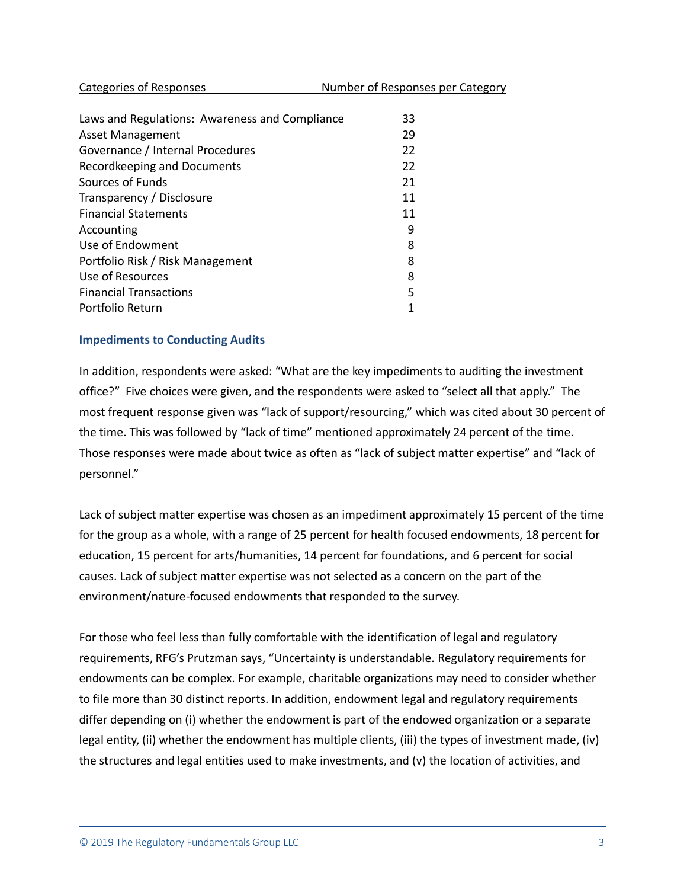| Categories of Responses | Number of Responses per Category |
| --- | --- |
| Laws and Regulations: Awareness and Compliance | 33 |
| Asset Management | 29 |
| Governance / Internal Procedures | 22 |
| Recordkeeping and Documents | 22 |
| Sources of Funds | 21 |
| Transparency / Disclosure | 11 |
| Financial Statements | 11 |
| Accounting | 9 |
| Use of Endowment | 8 |
| Portfolio Risk / Risk Management | 8 |
| Use of Resources | 8 |
| Financial Transactions | 5 |
| Portfolio Return | 1 |

### Impediments to Conducting Audits

In addition, respondents were asked: "What are the key impediments to auditing the investment office?" Five choices were given, and the respondents were asked to "select all that apply." The most frequent response given was "lack of support/resourcing," which was cited about 30 percent of the time. This was followed by "lack of time" mentioned approximately 24 percent of the time. Those responses were made about twice as often as "lack of subject matter expertise" and "lack of personnel."

Lack of subject matter expertise was chosen as an impediment approximately 15 percent of the time for the group as a whole, with a range of 25 percent for health focused endowments, 18 percent for education, 15 percent for arts/humanities, 14 percent for foundations, and 6 percent for social causes. Lack of subject matter expertise was not selected as a concern on the part of the environment/nature-focused endowments that responded to the survey.

For those who feel less than fully comfortable with the identification of legal and regulatory requirements, RFG's Prutzman says, "Uncertainty is understandable. Regulatory requirements for endowments can be complex. For example, charitable organizations may need to consider whether to file more than 30 distinct reports. In addition, endowment legal and regulatory requirements differ depending on (i) whether the endowment is part of the endowed organization or a separate legal entity, (ii) whether the endowment has multiple clients, (iii) the types of investment made, (iv) the structures and legal entities used to make investments, and (v) the location of activities, and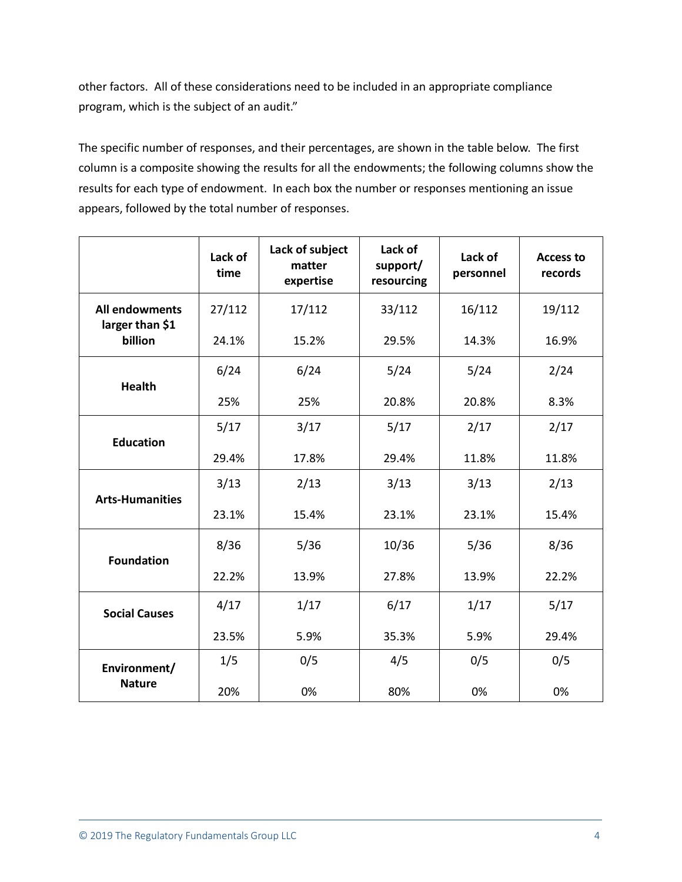other factors. All of these considerations need to be included in an appropriate compliance program, which is the subject of an audit."

The specific number of responses, and their percentages, are shown in the table below. The first column is a composite showing the results for all the endowments; the following columns show the results for each type of endowment. In each box the number or responses mentioning an issue appears, followed by the total number of responses.

| | Lack of time | Lack of subject matter expertise | Lack of support/ resourcing | Lack of personnel | Access to records |
|---|---|---|---|---|---|
| **All endowments larger than $1 billion** | 27/112<br>24.1% | 17/112<br>15.2% | 33/112<br>29.5% | 16/112<br>14.3% | 19/112<br>16.9% |
| **Health** | 6/24<br>25% | 6/24<br>25% | 5/24<br>20.8% | 5/24<br>20.8% | 2/24<br>8.3% |
| **Education** | 5/17<br>29.4% | 3/17<br>17.8% | 5/17<br>29.4% | 2/17<br>11.8% | 2/17<br>11.8% |
| **Arts-Humanities** | 3/13<br>23.1% | 2/13<br>15.4% | 3/13<br>23.1% | 3/13<br>23.1% | 2/13<br>15.4% |
| **Foundation** | 8/36<br>22.2% | 5/36<br>13.9% | 10/36<br>27.8% | 5/36<br>13.9% | 8/36<br>22.2% |
| **Social Causes** | 4/17<br>23.5% | 1/17<br>5.9% | 6/17<br>35.3% | 1/17<br>5.9% | 5/17<br>29.4% |
| **Environment/ Nature** | 1/5<br>20% | 0/5<br>0% | 4/5<br>80% | 0/5<br>0% | 0/5<br>0% |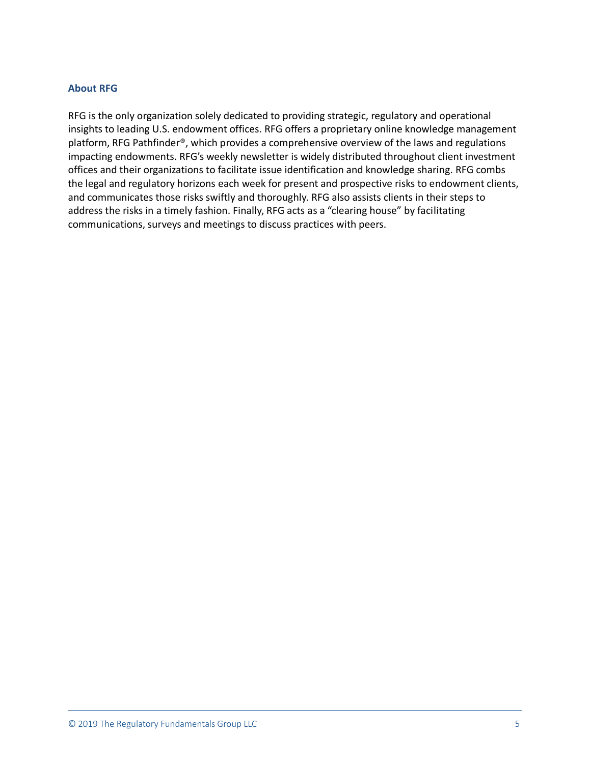### About RFG

RFG is the only organization solely dedicated to providing strategic, regulatory and operational insights to leading U.S. endowment offices. RFG offers a proprietary online knowledge management platform, RFG Pathfinder®, which provides a comprehensive overview of the laws and regulations impacting endowments. RFG's weekly newsletter is widely distributed throughout client investment offices and their organizations to facilitate issue identification and knowledge sharing. RFG combs the legal and regulatory horizons each week for present and prospective risks to endowment clients, and communicates those risks swiftly and thoroughly. RFG also assists clients in their steps to address the risks in a timely fashion. Finally, RFG acts as a "clearing house" by facilitating communications, surveys and meetings to discuss practices with peers.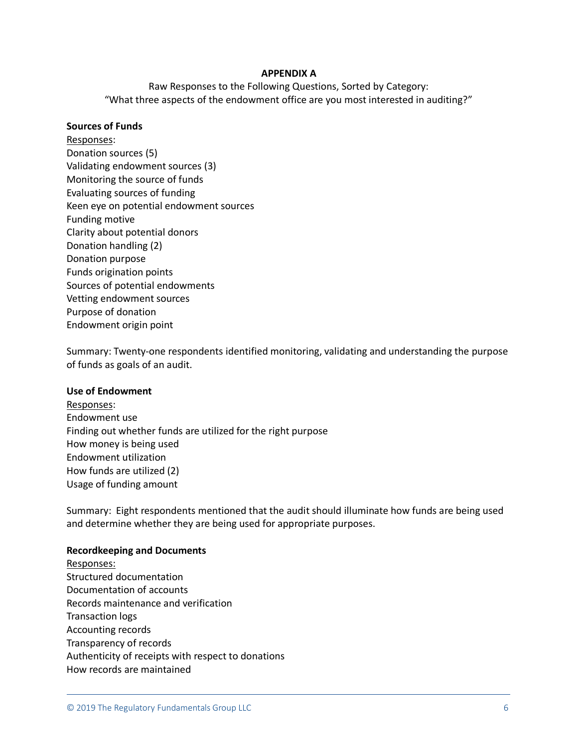**APPENDIX A**

Raw Responses to the Following Questions, Sorted by Category:
"What three aspects of the endowment office are you most interested in auditing?"

**Sources of Funds**

Responses:
Donation sources (5)
Validating endowment sources (3)
Monitoring the source of funds
Evaluating sources of funding
Keen eye on potential endowment sources
Funding motive
Clarity about potential donors
Donation handling (2)
Donation purpose
Funds origination points
Sources of potential endowments
Vetting endowment sources
Purpose of donation
Endowment origin point

Summary: Twenty-one respondents identified monitoring, validating and understanding the purpose of funds as goals of an audit.

**Use of Endowment**

Responses:
Endowment use
Finding out whether funds are utilized for the right purpose
How money is being used
Endowment utilization
How funds are utilized (2)
Usage of funding amount

Summary: Eight respondents mentioned that the audit should illuminate how funds are being used and determine whether they are being used for appropriate purposes.

**Recordkeeping and Documents**

Responses:
Structured documentation
Documentation of accounts
Records maintenance and verification
Transaction logs
Accounting records
Transparency of records
Authenticity of receipts with respect to donations
How records are maintained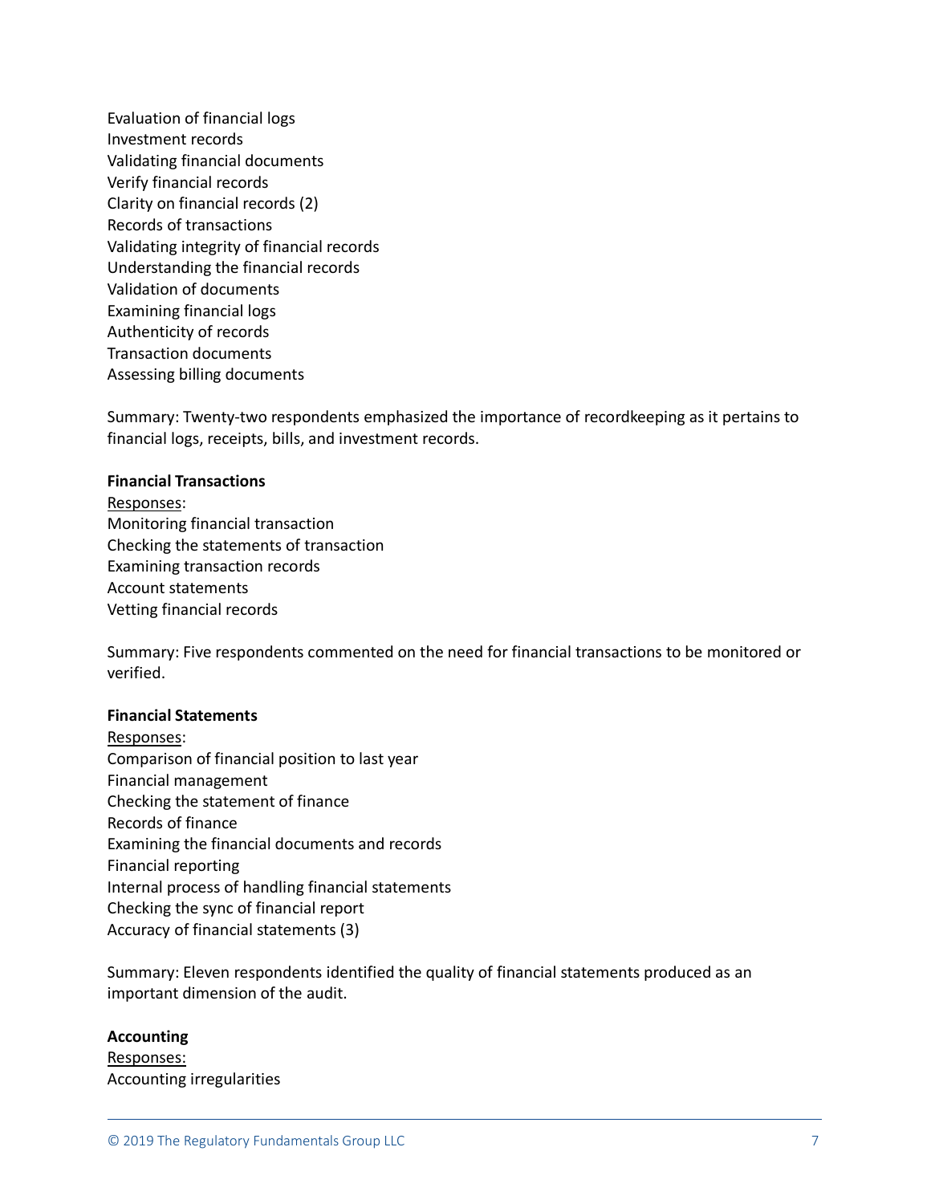Evaluation of financial logs
Investment records
Validating financial documents
Verify financial records
Clarity on financial records (2)
Records of transactions
Validating integrity of financial records
Understanding the financial records
Validation of documents
Examining financial logs
Authenticity of records
Transaction documents
Assessing billing documents

Summary: Twenty-two respondents emphasized the importance of recordkeeping as it pertains to financial logs, receipts, bills, and investment records.

**Financial Transactions**

Responses:
Monitoring financial transaction
Checking the statements of transaction
Examining transaction records
Account statements
Vetting financial records

Summary: Five respondents commented on the need for financial transactions to be monitored or verified.

**Financial Statements**

Responses:
Comparison of financial position to last year
Financial management
Checking the statement of finance
Records of finance
Examining the financial documents and records
Financial reporting
Internal process of handling financial statements
Checking the sync of financial report
Accuracy of financial statements (3)

Summary: Eleven respondents identified the quality of financial statements produced as an important dimension of the audit.

**Accounting**

Responses:
Accounting irregularities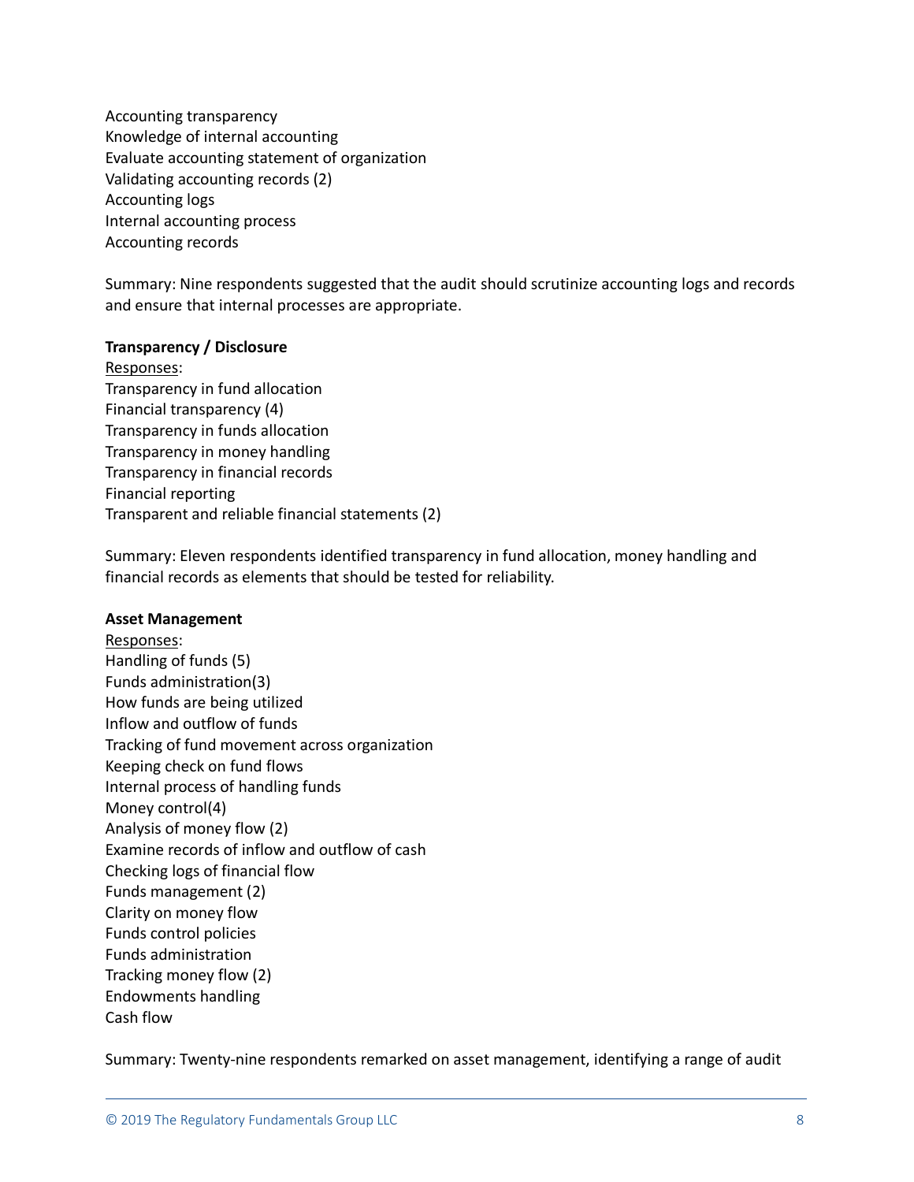Accounting transparency
Knowledge of internal accounting
Evaluate accounting statement of organization
Validating accounting records (2)
Accounting logs
Internal accounting process
Accounting records

Summary: Nine respondents suggested that the audit should scrutinize accounting logs and records and ensure that internal processes are appropriate.

**Transparency / Disclosure**

<u>Responses</u>:
Transparency in fund allocation
Financial transparency (4)
Transparency in funds allocation
Transparency in money handling
Transparency in financial records
Financial reporting
Transparent and reliable financial statements (2)

Summary: Eleven respondents identified transparency in fund allocation, money handling and financial records as elements that should be tested for reliability.

**Asset Management**

<u>Responses</u>:
Handling of funds (5)
Funds administration(3)
How funds are being utilized
Inflow and outflow of funds
Tracking of fund movement across organization
Keeping check on fund flows
Internal process of handling funds
Money control(4)
Analysis of money flow (2)
Examine records of inflow and outflow of cash
Checking logs of financial flow
Funds management (2)
Clarity on money flow
Funds control policies
Funds administration
Tracking money flow (2)
Endowments handling
Cash flow

Summary: Twenty-nine respondents remarked on asset management, identifying a range of audit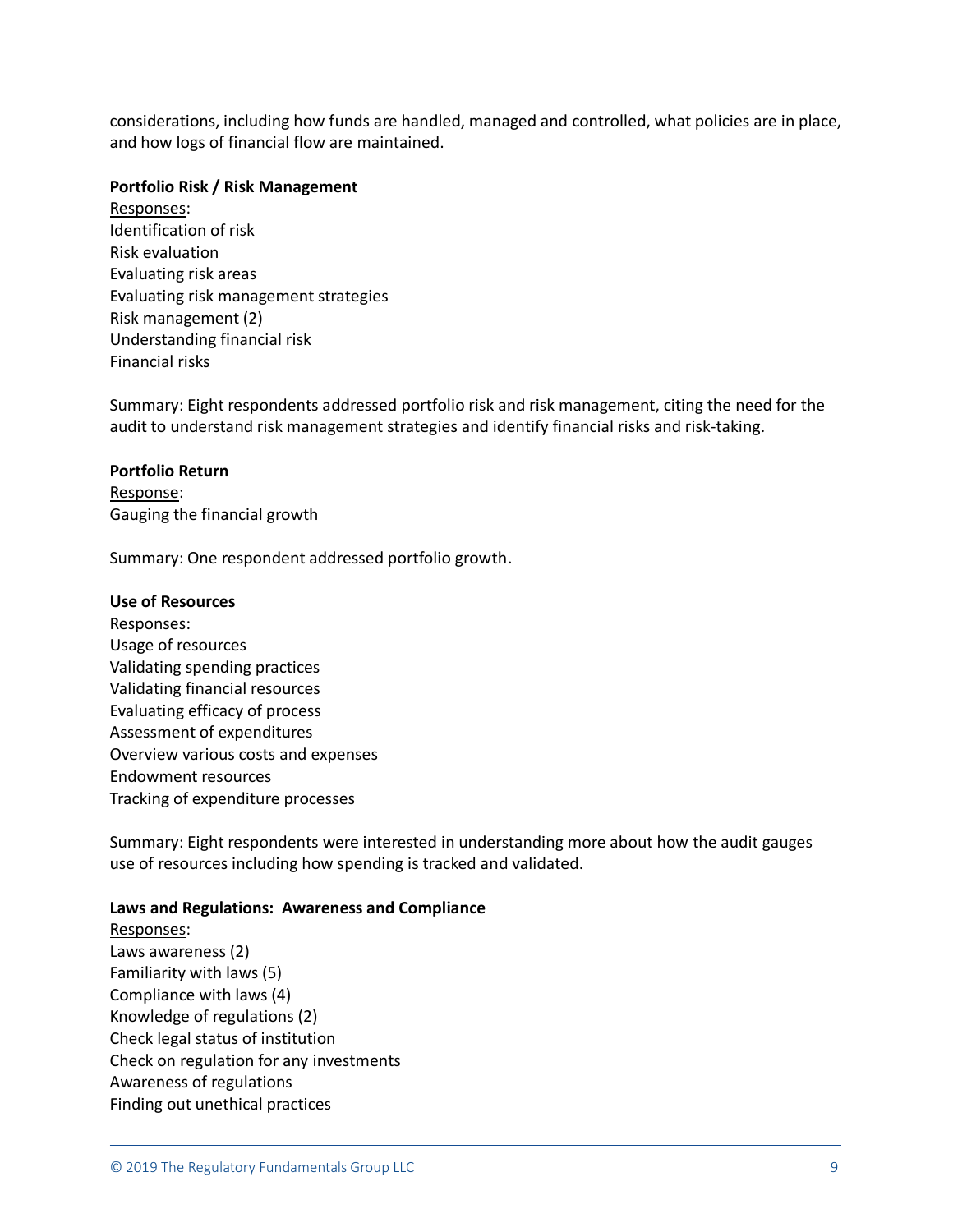considerations, including how funds are handled, managed and controlled, what policies are in place, and how logs of financial flow are maintained.

**Portfolio Risk / Risk Management**

Responses:
Identification of risk
Risk evaluation
Evaluating risk areas
Evaluating risk management strategies
Risk management (2)
Understanding financial risk
Financial risks

Summary: Eight respondents addressed portfolio risk and risk management, citing the need for the audit to understand risk management strategies and identify financial risks and risk-taking.

**Portfolio Return**

Response:
Gauging the financial growth

Summary: One respondent addressed portfolio growth.

**Use of Resources**

Responses:
Usage of resources
Validating spending practices
Validating financial resources
Evaluating efficacy of process
Assessment of expenditures
Overview various costs and expenses
Endowment resources
Tracking of expenditure processes

Summary: Eight respondents were interested in understanding more about how the audit gauges use of resources including how spending is tracked and validated.

**Laws and Regulations: Awareness and Compliance**

Responses:
Laws awareness (2)
Familiarity with laws (5)
Compliance with laws (4)
Knowledge of regulations (2)
Check legal status of institution
Check on regulation for any investments
Awareness of regulations
Finding out unethical practices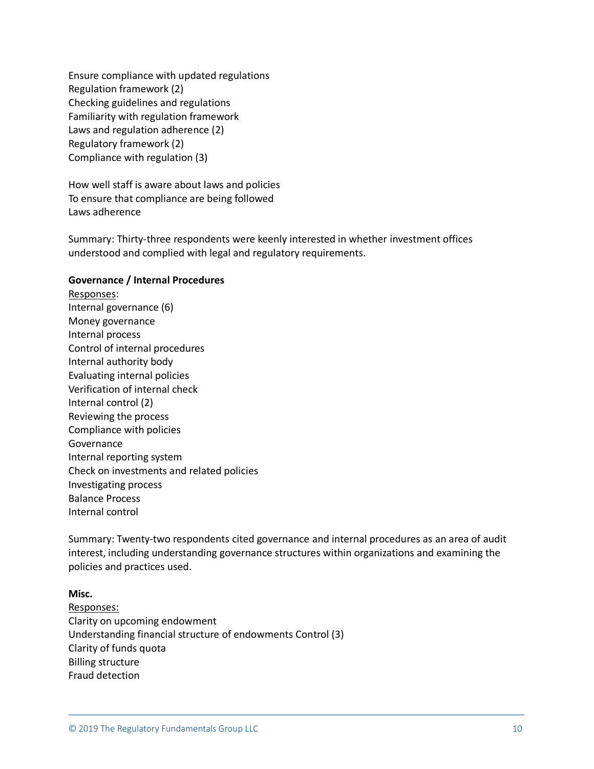Ensure compliance with updated regulations
Regulation framework (2)
Checking guidelines and regulations
Familiarity with regulation framework
Laws and regulation adherence (2)
Regulatory framework (2)
Compliance with regulation (3)

How well staff is aware about laws and policies
To ensure that compliance are being followed
Laws adherence

Summary: Thirty-three respondents were keenly interested in whether investment offices understood and complied with legal and regulatory requirements.

**Governance / Internal Procedures**

Responses:
Internal governance (6)
Money governance
Internal process
Control of internal procedures
Internal authority body
Evaluating internal policies
Verification of internal check
Internal control (2)
Reviewing the process
Compliance with policies
Governance
Internal reporting system
Check on investments and related policies
Investigating process
Balance Process
Internal control

Summary: Twenty-two respondents cited governance and internal procedures as an area of audit interest, including understanding governance structures within organizations and examining the policies and practices used.

**Misc.**

Responses:
Clarity on upcoming endowment
Understanding financial structure of endowments Control (3)
Clarity of funds quota
Billing structure
Fraud detection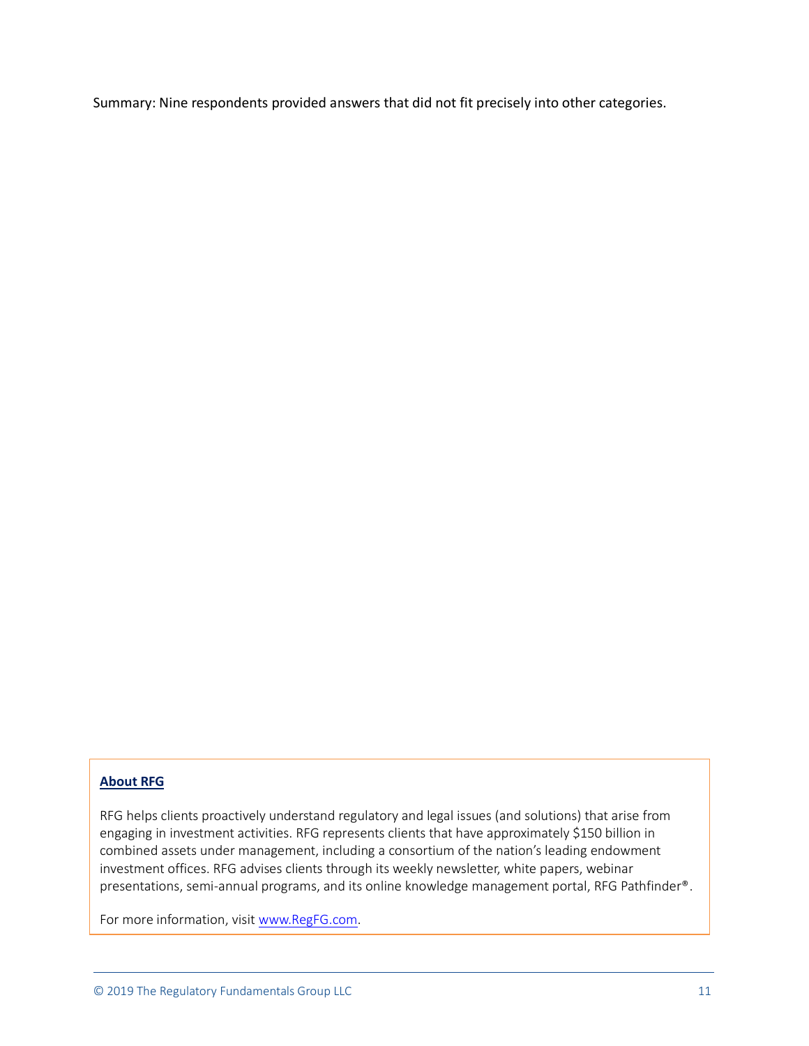Summary: Nine respondents provided answers that did not fit precisely into other categories.

**About RFG**

RFG helps clients proactively understand regulatory and legal issues (and solutions) that arise from engaging in investment activities. RFG represents clients that have approximately $150 billion in combined assets under management, including a consortium of the nation's leading endowment investment offices. RFG advises clients through its weekly newsletter, white papers, webinar presentations, semi-annual programs, and its online knowledge management portal, RFG Pathfinder®.

For more information, visit [www.RegFG.com](http://www.RegFG.com).